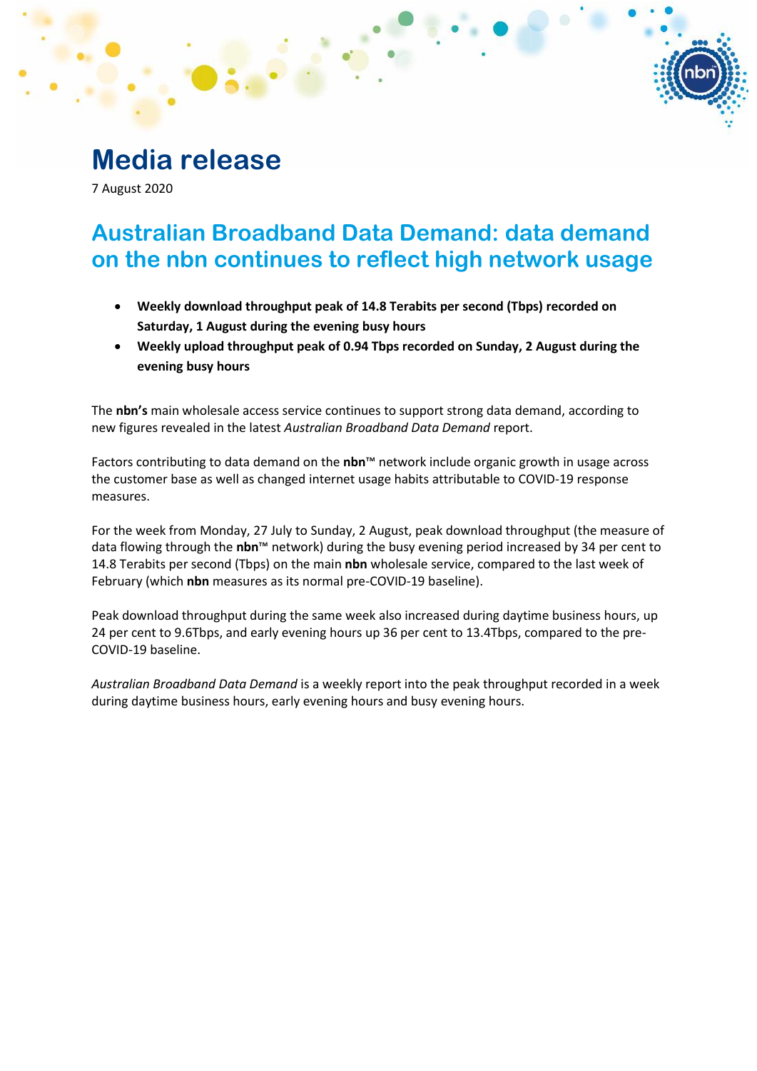# Media release

7 August 2020

## Australian Broadband Data Demand: data demand on the nbn continues to reflect high network usage

- **Weekly download throughput peak of 14.8 Terabits per second (Tbps) recorded on Saturday, 1 August during the evening busy hours**
- **Weekly upload throughput peak of 0.94 Tbps recorded on Sunday, 2 August during the evening busy hours**

The **nbn's** main wholesale access service continues to support strong data demand, according to new figures revealed in the latest *Australian Broadband Data Demand* report.

Factors contributing to data demand on the **nbn**™ network include organic growth in usage across the customer base as well as changed internet usage habits attributable to COVID-19 response measures.

For the week from Monday, 27 July to Sunday, 2 August, peak download throughput (the measure of data flowing through the **nbn**™ network) during the busy evening period increased by 34 per cent to 14.8 Terabits per second (Tbps) on the main **nbn** wholesale service, compared to the last week of February (which **nbn** measures as its normal pre-COVID-19 baseline).

Peak download throughput during the same week also increased during daytime business hours, up 24 per cent to 9.6Tbps, and early evening hours up 36 per cent to 13.4Tbps, compared to the pre-COVID-19 baseline.

*Australian Broadband Data Demand* is a weekly report into the peak throughput recorded in a week during daytime business hours, early evening hours and busy evening hours.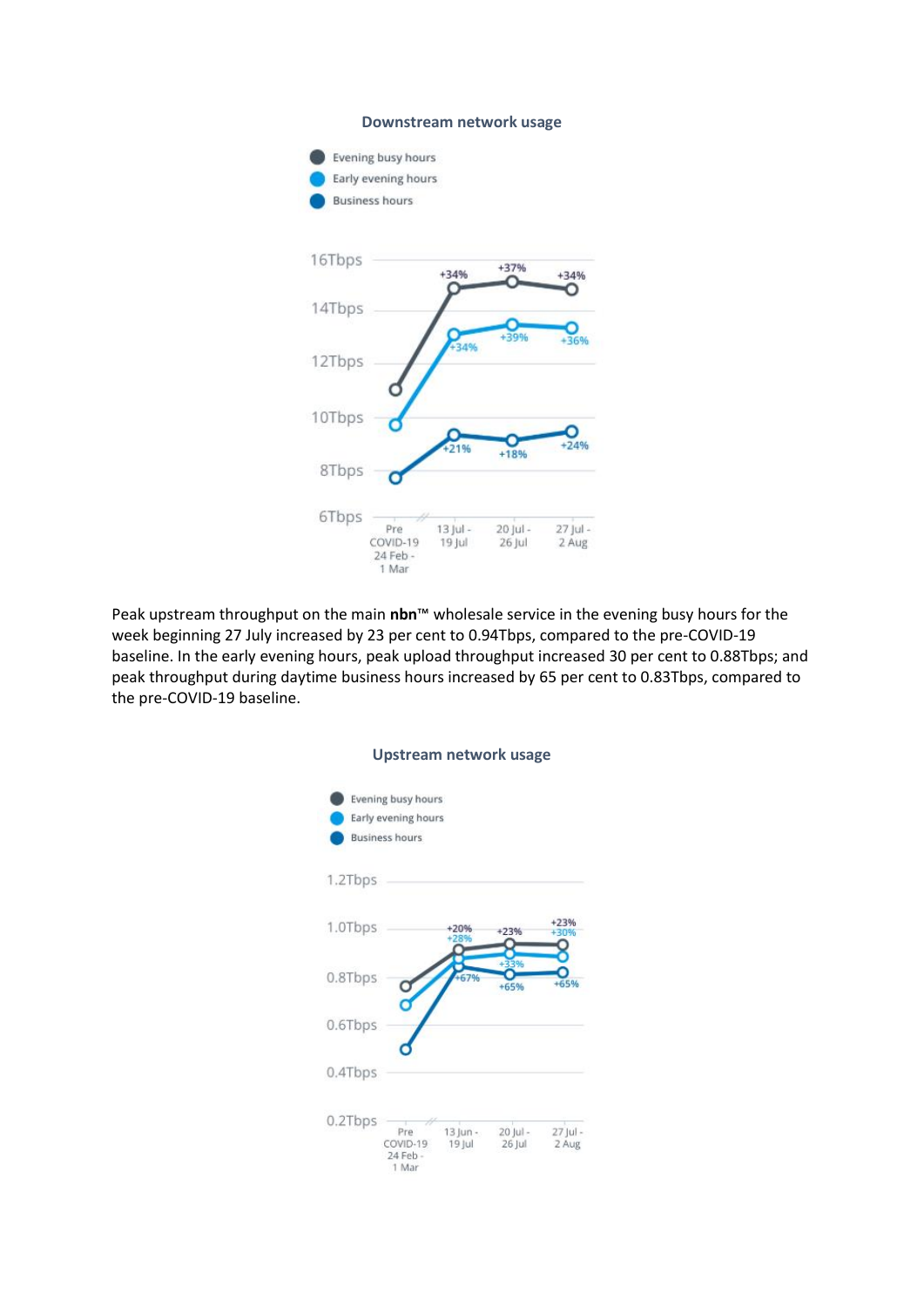**Downstream network usage**

- Evening busy hours
- Early evening hours
- Business hours

| | Pre COVID-19 24 Feb - 1 Mar | 13 Jul - 19 Jul | 20 Jul - 26 Jul | 27 Jul - 2 Aug |
|---|---|---|---|---|
| Evening busy hours | | +34% | +37% | +34% |
| Early evening hours | | +34% | +39% | +36% |
| Business hours | | +21% | +18% | +24% |

Peak upstream throughput on the main **nbn**™ wholesale service in the evening busy hours for the week beginning 27 July increased by 23 per cent to 0.94Tbps, compared to the pre-COVID-19 baseline. In the early evening hours, peak upload throughput increased 30 per cent to 0.88Tbps; and peak throughput during daytime business hours increased by 65 per cent to 0.83Tbps, compared to the pre-COVID-19 baseline.

**Upstream network usage**

- Evening busy hours
- Early evening hours
- Business hours

| | Pre COVID-19 24 Feb - 1 Mar | 13 Jun - 19 Jul | 20 Jul - 26 Jul | 27 Jul - 2 Aug |
|---|---|---|---|---|
| Evening busy hours | | +20% | +23% | +23% |
| Early evening hours | | +28% | +33% | +30% |
| Business hours | | +67% | +65% | +65% |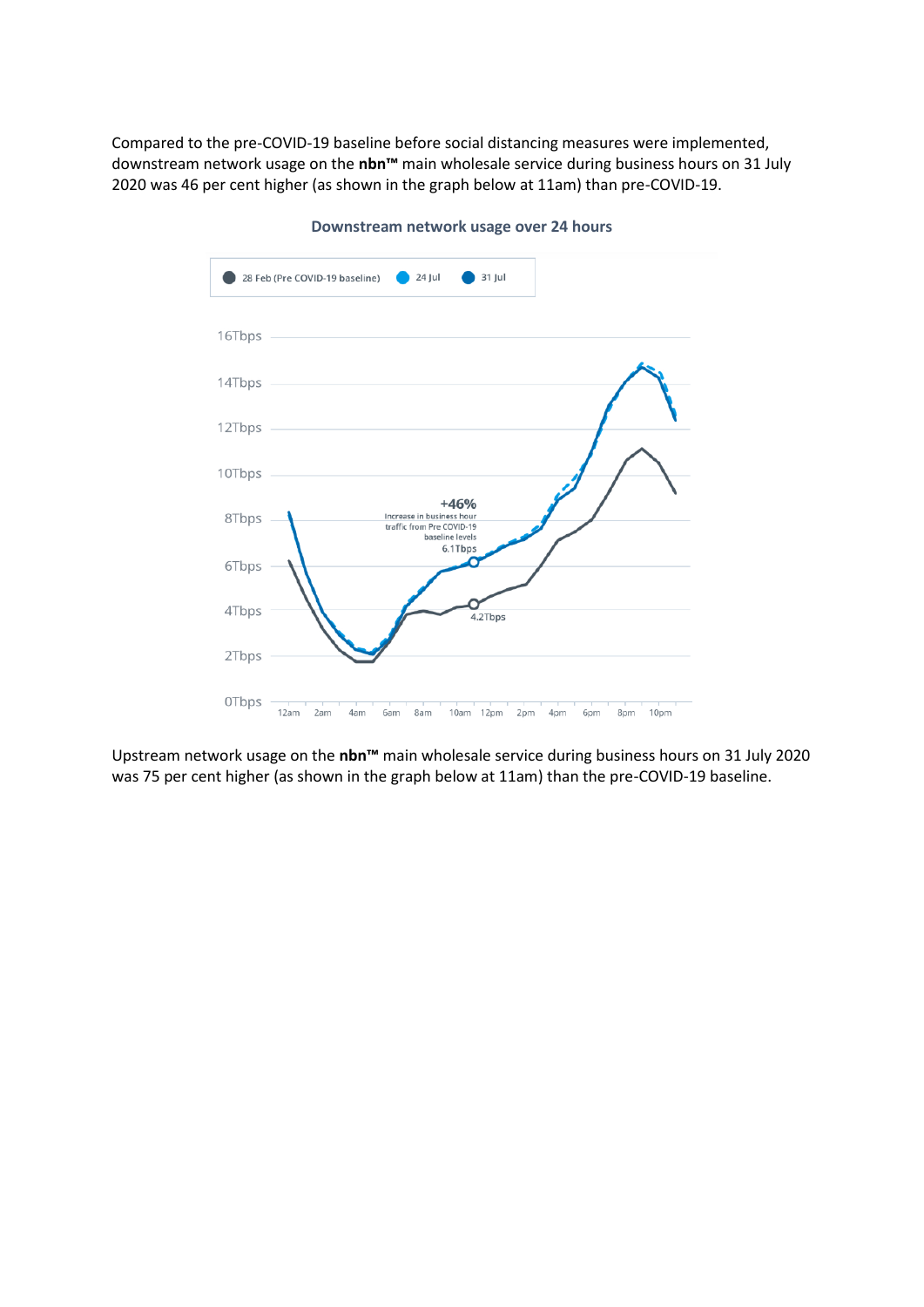Compared to the pre-COVID-19 baseline before social distancing measures were implemented, downstream network usage on the **nbn™** main wholesale service during business hours on 31 July 2020 was 46 per cent higher (as shown in the graph below at 11am) than pre-COVID-19.

**Downstream network usage over 24 hours**

Upstream network usage on the **nbn™** main wholesale service during business hours on 31 July 2020 was 75 per cent higher (as shown in the graph below at 11am) than the pre-COVID-19 baseline.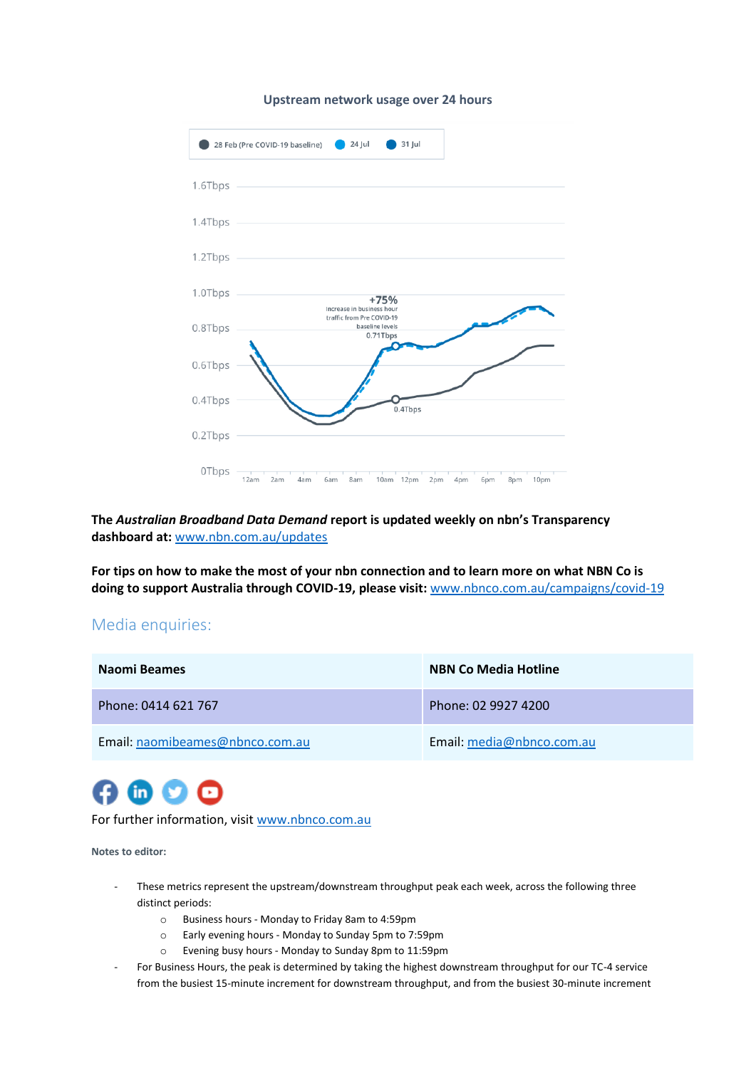Upstream network usage over 24 hours

28 Feb (Pre COVID-19 baseline) 24 Jul 31 Jul

1.6Tbps
1.4Tbps
1.2Tbps
1.0Tbps
0.8Tbps
0.6Tbps
0.4Tbps
0.2Tbps
0Tbps

+75% Increase in business hour traffic from Pre COVID-19 baseline levels

0.71Tbps

0.4Tbps

12am 2am 4am 6am 8am 10am 12pm 2pm 4pm 6pm 8pm 10pm

**The *Australian Broadband Data Demand* report is updated weekly on nbn's Transparency dashboard at:** [www.nbn.com.au/updates](www.nbn.com.au/updates)

**For tips on how to make the most of your nbn connection and to learn more on what NBN Co is doing to support Australia through COVID-19, please visit:** [www.nbnco.com.au/campaigns/covid-19](www.nbnco.com.au/campaigns/covid-19)

## Media enquiries:

| Naomi Beames | NBN Co Media Hotline |
|---|---|
| Phone: 0414 621 767 | Phone: 02 9927 4200 |
| Email: [naomibeames@nbnco.com.au](mailto:naomibeames@nbnco.com.au) | Email: [media@nbnco.com.au](mailto:media@nbnco.com.au) |

For further information, visit [www.nbnco.com.au](www.nbnco.com.au)

**Notes to editor:**

- These metrics represent the upstream/downstream throughput peak each week, across the following three distinct periods:
  - Business hours - Monday to Friday 8am to 4:59pm
  - Early evening hours - Monday to Sunday 5pm to 7:59pm
  - Evening busy hours - Monday to Sunday 8pm to 11:59pm
- For Business Hours, the peak is determined by taking the highest downstream throughput for our TC-4 service from the busiest 15-minute increment for downstream throughput, and from the busiest 30-minute increment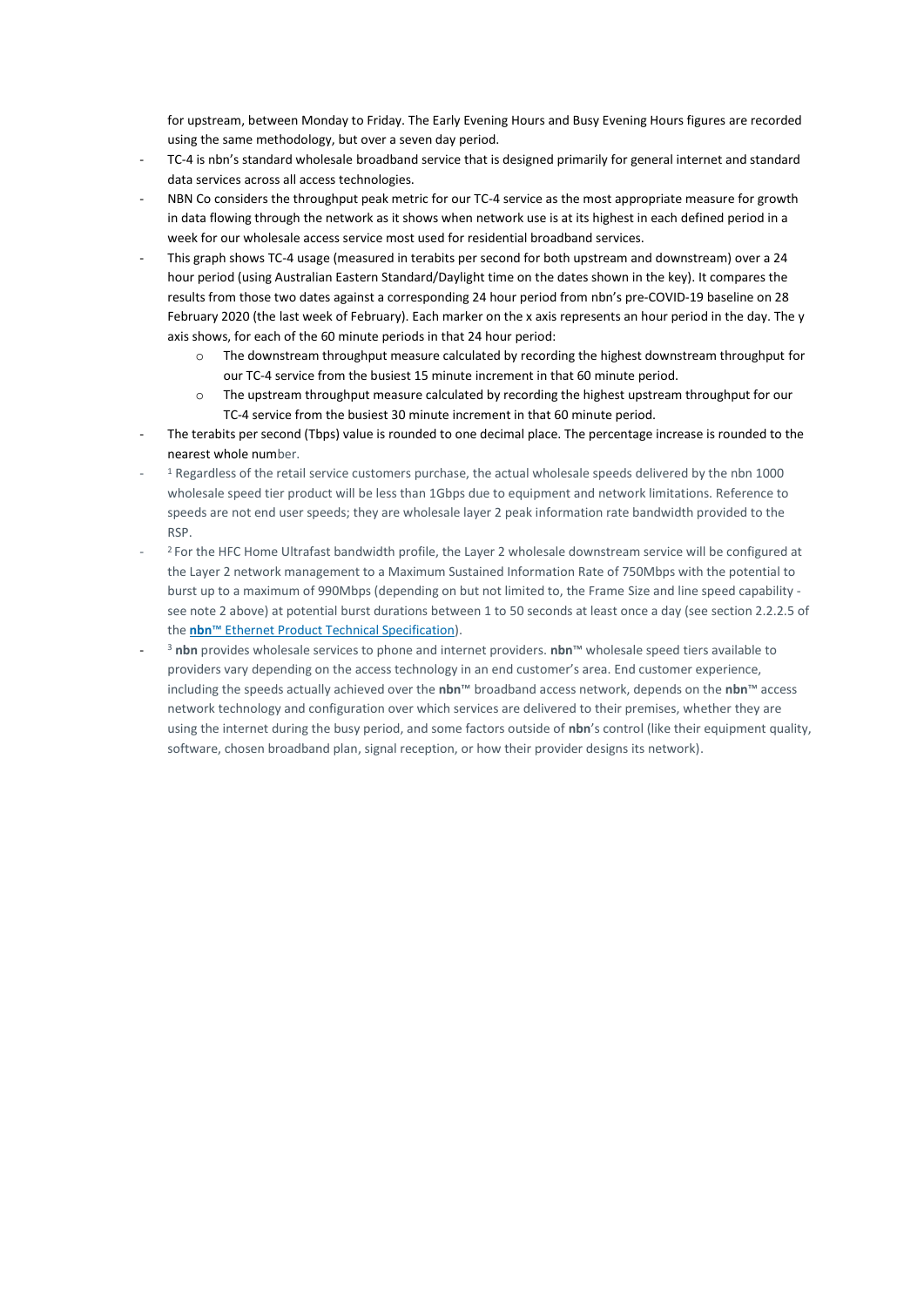for upstream, between Monday to Friday. The Early Evening Hours and Busy Evening Hours figures are recorded using the same methodology, but over a seven day period.

- TC-4 is nbn's standard wholesale broadband service that is designed primarily for general internet and standard data services across all access technologies.
- NBN Co considers the throughput peak metric for our TC-4 service as the most appropriate measure for growth in data flowing through the network as it shows when network use is at its highest in each defined period in a week for our wholesale access service most used for residential broadband services.
- This graph shows TC-4 usage (measured in terabits per second for both upstream and downstream) over a 24 hour period (using Australian Eastern Standard/Daylight time on the dates shown in the key). It compares the results from those two dates against a corresponding 24 hour period from nbn's pre-COVID-19 baseline on 28 February 2020 (the last week of February). Each marker on the x axis represents an hour period in the day. The y axis shows, for each of the 60 minute periods in that 24 hour period:
  - The downstream throughput measure calculated by recording the highest downstream throughput for our TC-4 service from the busiest 15 minute increment in that 60 minute period.
  - The upstream throughput measure calculated by recording the highest upstream throughput for our TC-4 service from the busiest 30 minute increment in that 60 minute period.
- The terabits per second (Tbps) value is rounded to one decimal place. The percentage increase is rounded to the nearest whole number.
- [1] Regardless of the retail service customers purchase, the actual wholesale speeds delivered by the nbn 1000 wholesale speed tier product will be less than 1Gbps due to equipment and network limitations. Reference to speeds are not end user speeds; they are wholesale layer 2 peak information rate bandwidth provided to the RSP.
- [2] For the HFC Home Ultrafast bandwidth profile, the Layer 2 wholesale downstream service will be configured at the Layer 2 network management to a Maximum Sustained Information Rate of 750Mbps with the potential to burst up to a maximum of 990Mbps (depending on but not limited to, the Frame Size and line speed capability - see note 2 above) at potential burst durations between 1 to 50 seconds at least once a day (see section 2.2.2.5 of the **nbn**™ Ethernet Product Technical Specification).
- [3] **nbn** provides wholesale services to phone and internet providers. **nbn**™ wholesale speed tiers available to providers vary depending on the access technology in an end customer's area. End customer experience, including the speeds actually achieved over the **nbn**™ broadband access network, depends on the **nbn**™ access network technology and configuration over which services are delivered to their premises, whether they are using the internet during the busy period, and some factors outside of **nbn**'s control (like their equipment quality, software, chosen broadband plan, signal reception, or how their provider designs its network).